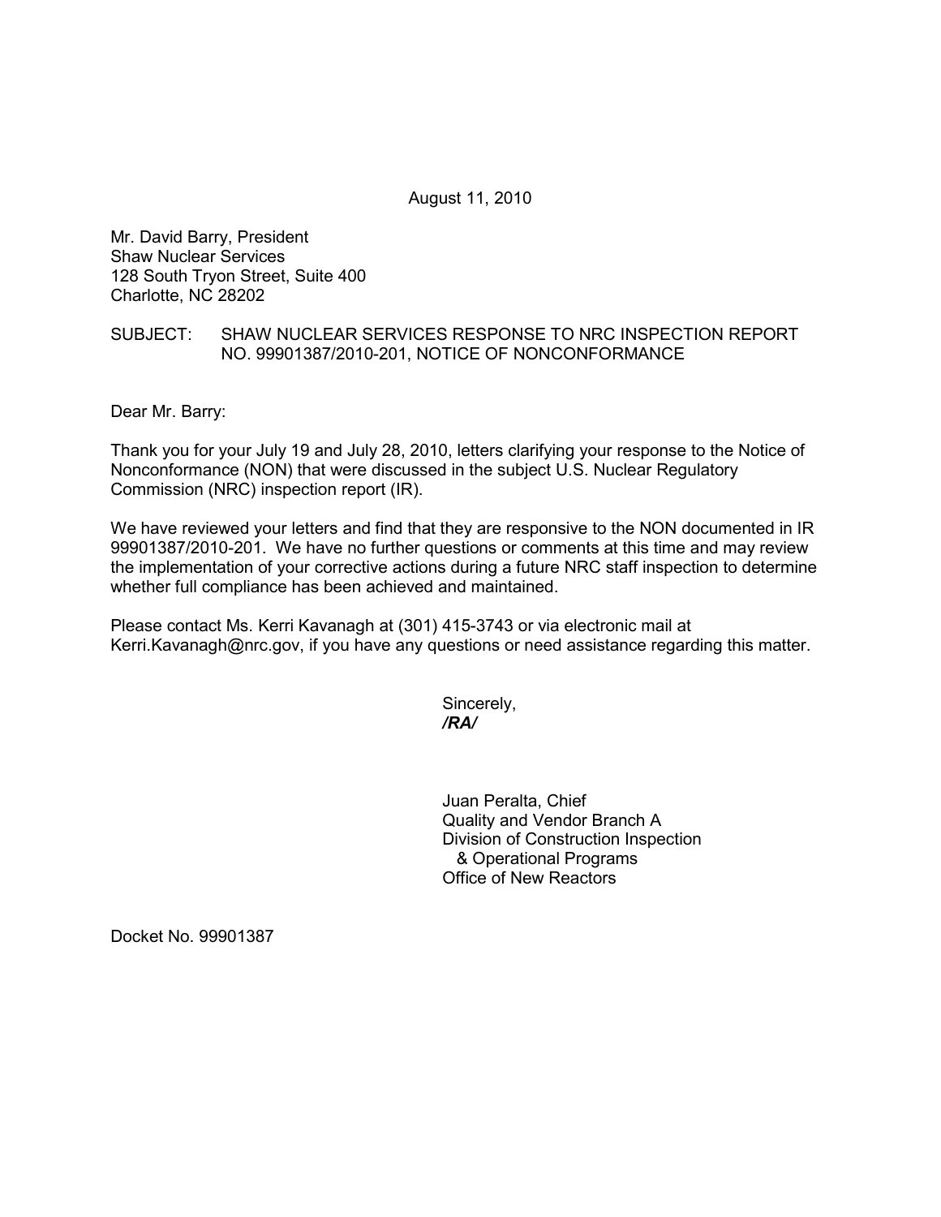August 11, 2010

Mr. David Barry, President
Shaw Nuclear Services
128 South Tryon Street, Suite 400
Charlotte, NC 28202

SUBJECT: SHAW NUCLEAR SERVICES RESPONSE TO NRC INSPECTION REPORT NO. 99901387/2010-201, NOTICE OF NONCONFORMANCE

Dear Mr. Barry:

Thank you for your July 19 and July 28, 2010, letters clarifying your response to the Notice of Nonconformance (NON) that were discussed in the subject U.S. Nuclear Regulatory Commission (NRC) inspection report (IR).

We have reviewed your letters and find that they are responsive to the NON documented in IR 99901387/2010-201. We have no further questions or comments at this time and may review the implementation of your corrective actions during a future NRC staff inspection to determine whether full compliance has been achieved and maintained.

Please contact Ms. Kerri Kavanagh at (301) 415-3743 or via electronic mail at Kerri.Kavanagh@nrc.gov, if you have any questions or need assistance regarding this matter.

Sincerely,
***/RA/***

Juan Peralta, Chief
Quality and Vendor Branch A
Division of Construction Inspection
& Operational Programs
Office of New Reactors

Docket No. 99901387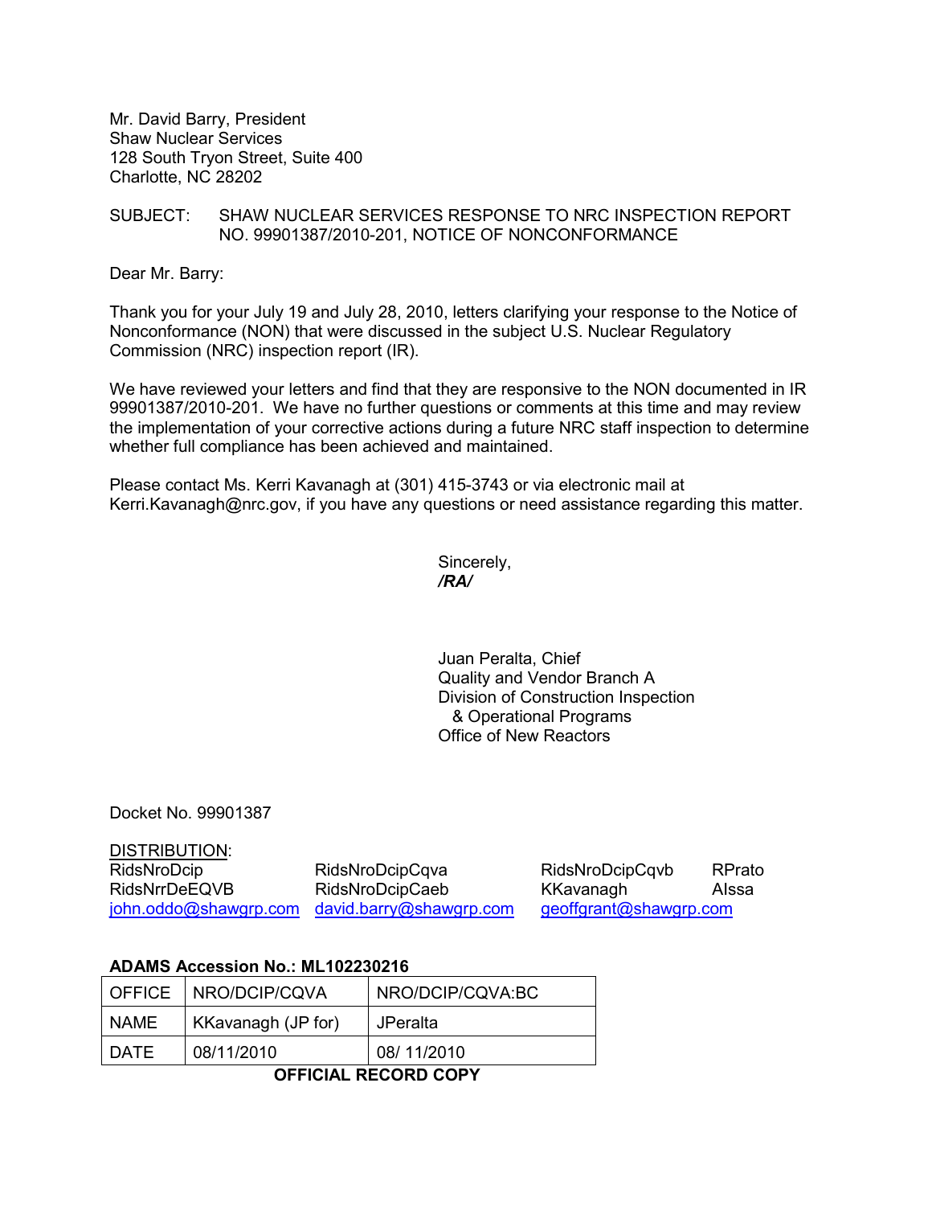Mr. David Barry, President
Shaw Nuclear Services
128 South Tryon Street, Suite 400
Charlotte, NC 28202

SUBJECT: SHAW NUCLEAR SERVICES RESPONSE TO NRC INSPECTION REPORT NO. 99901387/2010-201, NOTICE OF NONCONFORMANCE

Dear Mr. Barry:

Thank you for your July 19 and July 28, 2010, letters clarifying your response to the Notice of Nonconformance (NON) that were discussed in the subject U.S. Nuclear Regulatory Commission (NRC) inspection report (IR).

We have reviewed your letters and find that they are responsive to the NON documented in IR 99901387/2010-201. We have no further questions or comments at this time and may review the implementation of your corrective actions during a future NRC staff inspection to determine whether full compliance has been achieved and maintained.

Please contact Ms. Kerri Kavanagh at (301) 415-3743 or via electronic mail at Kerri.Kavanagh@nrc.gov, if you have any questions or need assistance regarding this matter.

Sincerely,
***/RA/***

Juan Peralta, Chief
Quality and Vendor Branch A
Division of Construction Inspection
& Operational Programs
Office of New Reactors

Docket No. 99901387

<u>DISTRIBUTION</u>:

| | | | |
|---|---|---|---|
| RidsNroDcip | RidsNroDcipCqva | RidsNroDcipCqvb | RPrato |
| RidsNrrDeEQVB | RidsNroDcipCaeb | KKavanagh | AIssa |
| john.oddo@shawgrp.com | david.barry@shawgrp.com | geoffgrant@shawgrp.com | |

**ADAMS Accession No.: ML102230216**

| OFFICE | NRO/DCIP/CQVA | NRO/DCIP/CQVA:BC |
|---|---|---|
| NAME | KKavanagh (JP for) | JPeralta |
| DATE | 08/11/2010 | 08/ 11/2010 |

**OFFICIAL RECORD COPY**